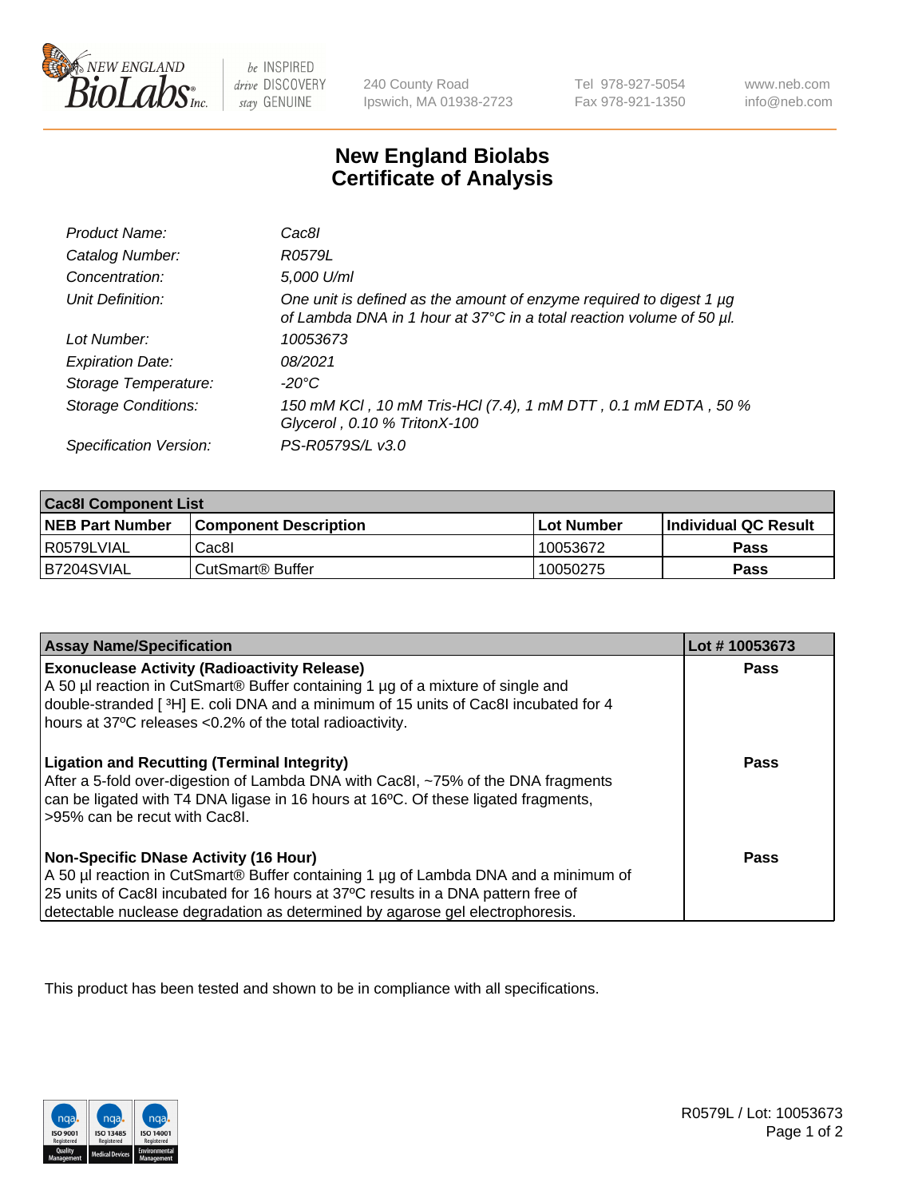New England BioLabs Inc. — be INSPIRED drive DISCOVERY stay GENUINE

240 County Road
Ipswich, MA 01938-2723

Tel 978-927-5054
Fax 978-921-1350

www.neb.com
info@neb.com

# New England Biolabs
# Certificate of Analysis

| | |
|---|---|
| *Product Name:* | *Cac8I* |
| *Catalog Number:* | *R0579L* |
| *Concentration:* | *5,000 U/ml* |
| *Unit Definition:* | *One unit is defined as the amount of enzyme required to digest 1 µg of Lambda DNA in 1 hour at 37°C in a total reaction volume of 50 µl.* |
| *Lot Number:* | *10053673* |
| *Expiration Date:* | *08/2021* |
| *Storage Temperature:* | *-20°C* |
| *Storage Conditions:* | *150 mM KCl , 10 mM Tris-HCl (7.4), 1 mM DTT , 0.1 mM EDTA , 50 % Glycerol , 0.10 % TritonX-100* |
| *Specification Version:* | *PS-R0579S/L v3.0* |

| **Cac8I Component List** | | | |
|---|---|---|---|
| **NEB Part Number** | **Component Description** | **Lot Number** | **Individual QC Result** |
| R0579LVIAL | Cac8I | 10053672 | **Pass** |
| B7204SVIAL | CutSmart® Buffer | 10050275 | **Pass** |

| **Assay Name/Specification** | **Lot # 10053673** |
|---|---|
| **Exonuclease Activity (Radioactivity Release)** A 50 µl reaction in CutSmart® Buffer containing 1 µg of a mixture of single and double-stranded [ $^3$H] E. coli DNA and a minimum of 15 units of Cac8I incubated for 4 hours at 37ºC releases <0.2% of the total radioactivity. | **Pass** |
| **Ligation and Recutting (Terminal Integrity)** After a 5-fold over-digestion of Lambda DNA with Cac8I, ~75% of the DNA fragments can be ligated with T4 DNA ligase in 16 hours at 16ºC. Of these ligated fragments, >95% can be recut with Cac8I. | **Pass** |
| **Non-Specific DNase Activity (16 Hour)** A 50 µl reaction in CutSmart® Buffer containing 1 µg of Lambda DNA and a minimum of 25 units of Cac8I incubated for 16 hours at 37ºC results in a DNA pattern free of detectable nuclease degradation as determined by agarose gel electrophoresis. | **Pass** |

This product has been tested and shown to be in compliance with all specifications.

R0579L / Lot: 10053673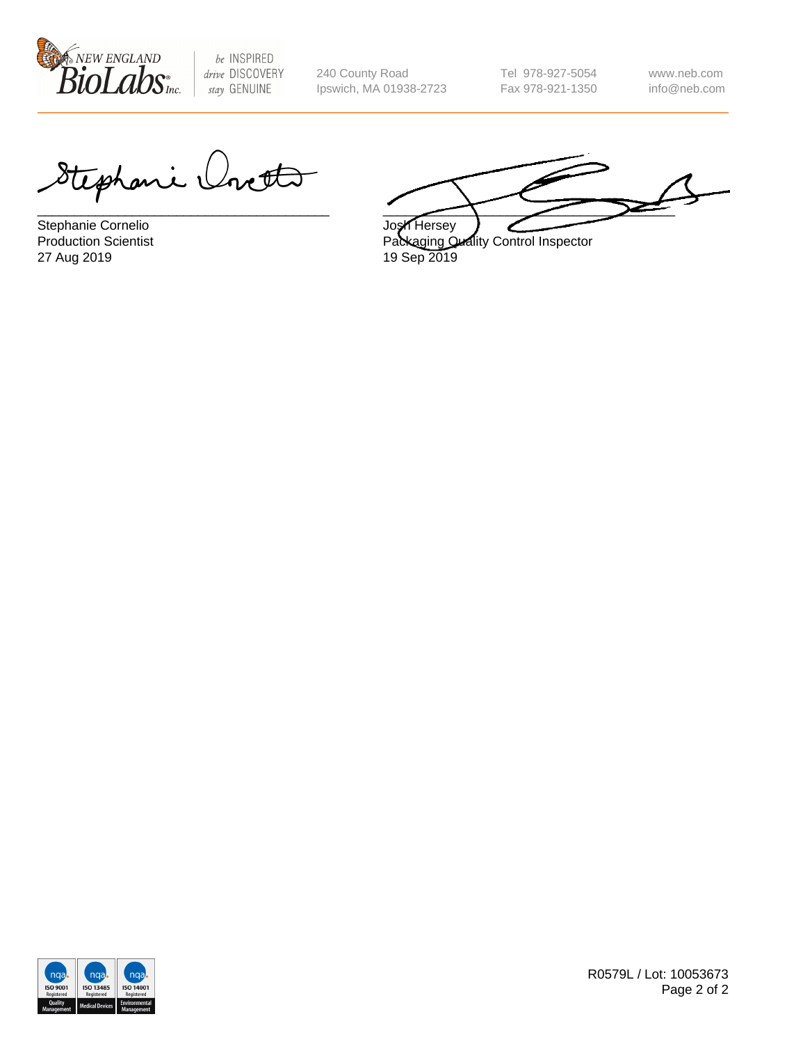Stephanie Cornelio
Production Scientist
27 Aug 2019

Josh Hersey
Packaging Quality Control Inspector
19 Sep 2019

R0579L / Lot: 10053673